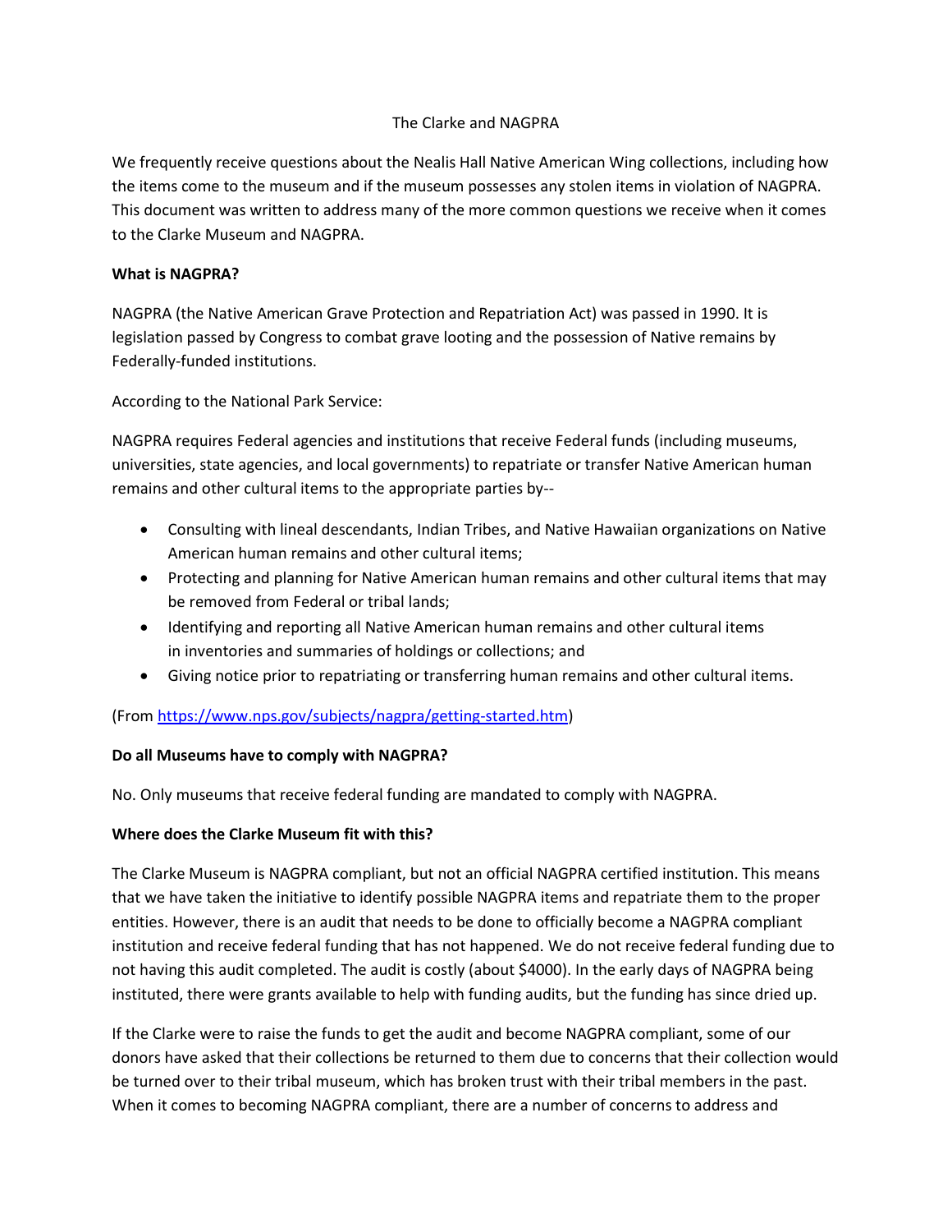# The Clarke and NAGPRA

We frequently receive questions about the Nealis Hall Native American Wing collections, including how the items come to the museum and if the museum possesses any stolen items in violation of NAGPRA. This document was written to address many of the more common questions we receive when it comes to the Clarke Museum and NAGPRA.

**What is NAGPRA?**

NAGPRA (the Native American Grave Protection and Repatriation Act) was passed in 1990. It is legislation passed by Congress to combat grave looting and the possession of Native remains by Federally-funded institutions.

According to the National Park Service:

NAGPRA requires Federal agencies and institutions that receive Federal funds (including museums, universities, state agencies, and local governments) to repatriate or transfer Native American human remains and other cultural items to the appropriate parties by--

- Consulting with lineal descendants, Indian Tribes, and Native Hawaiian organizations on Native American human remains and other cultural items;
- Protecting and planning for Native American human remains and other cultural items that may be removed from Federal or tribal lands;
- Identifying and reporting all Native American human remains and other cultural items in inventories and summaries of holdings or collections; and
- Giving notice prior to repatriating or transferring human remains and other cultural items.

(From https://www.nps.gov/subjects/nagpra/getting-started.htm)

**Do all Museums have to comply with NAGPRA?**

No. Only museums that receive federal funding are mandated to comply with NAGPRA.

**Where does the Clarke Museum fit with this?**

The Clarke Museum is NAGPRA compliant, but not an official NAGPRA certified institution. This means that we have taken the initiative to identify possible NAGPRA items and repatriate them to the proper entities. However, there is an audit that needs to be done to officially become a NAGPRA compliant institution and receive federal funding that has not happened. We do not receive federal funding due to not having this audit completed. The audit is costly (about $4000). In the early days of NAGPRA being instituted, there were grants available to help with funding audits, but the funding has since dried up.

If the Clarke were to raise the funds to get the audit and become NAGPRA compliant, some of our donors have asked that their collections be returned to them due to concerns that their collection would be turned over to their tribal museum, which has broken trust with their tribal members in the past. When it comes to becoming NAGPRA compliant, there are a number of concerns to address and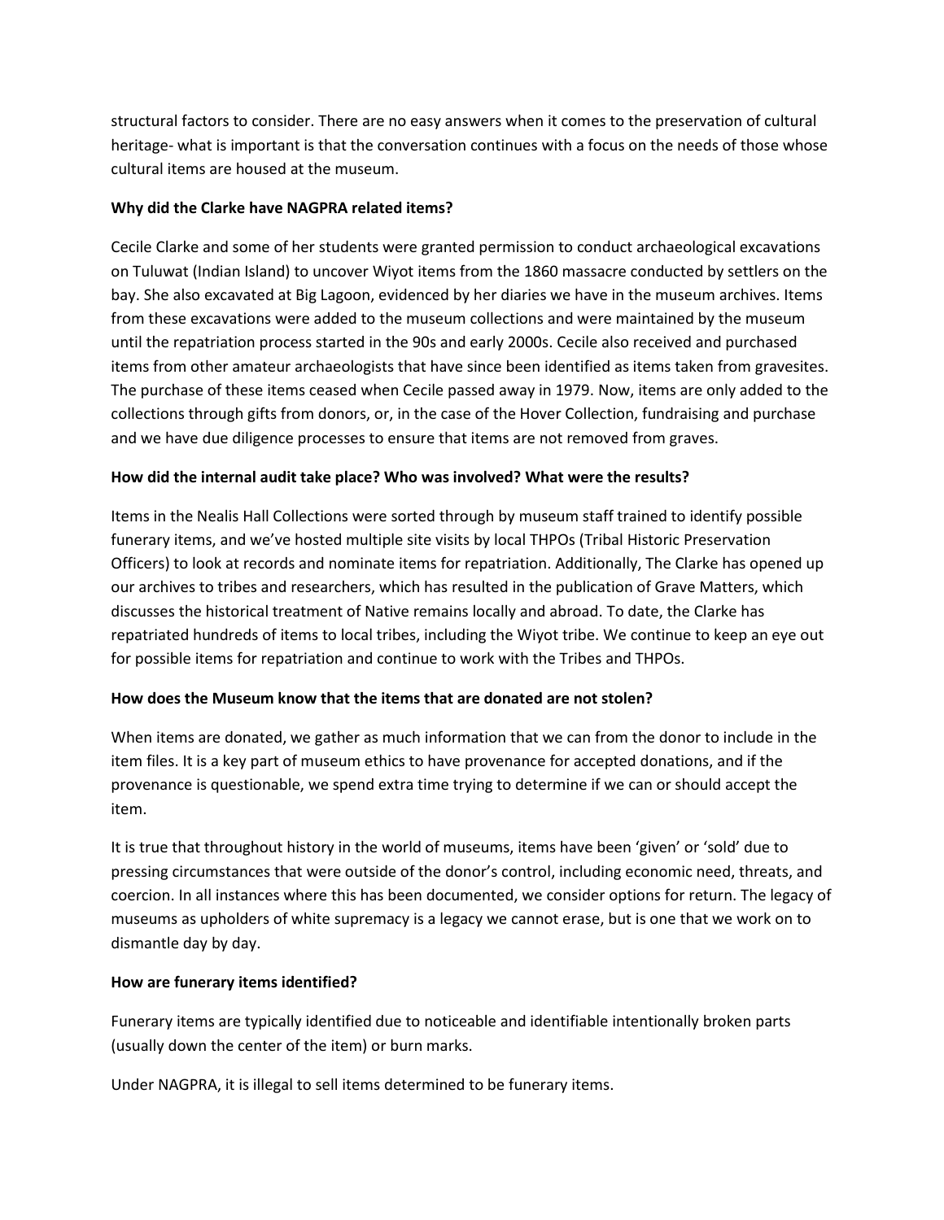structural factors to consider. There are no easy answers when it comes to the preservation of cultural heritage- what is important is that the conversation continues with a focus on the needs of those whose cultural items are housed at the museum.

**Why did the Clarke have NAGPRA related items?**

Cecile Clarke and some of her students were granted permission to conduct archaeological excavations on Tuluwat (Indian Island) to uncover Wiyot items from the 1860 massacre conducted by settlers on the bay. She also excavated at Big Lagoon, evidenced by her diaries we have in the museum archives. Items from these excavations were added to the museum collections and were maintained by the museum until the repatriation process started in the 90s and early 2000s. Cecile also received and purchased items from other amateur archaeologists that have since been identified as items taken from gravesites. The purchase of these items ceased when Cecile passed away in 1979. Now, items are only added to the collections through gifts from donors, or, in the case of the Hover Collection, fundraising and purchase and we have due diligence processes to ensure that items are not removed from graves.

**How did the internal audit take place? Who was involved? What were the results?**

Items in the Nealis Hall Collections were sorted through by museum staff trained to identify possible funerary items, and we've hosted multiple site visits by local THPOs (Tribal Historic Preservation Officers) to look at records and nominate items for repatriation. Additionally, The Clarke has opened up our archives to tribes and researchers, which has resulted in the publication of Grave Matters, which discusses the historical treatment of Native remains locally and abroad. To date, the Clarke has repatriated hundreds of items to local tribes, including the Wiyot tribe. We continue to keep an eye out for possible items for repatriation and continue to work with the Tribes and THPOs.

**How does the Museum know that the items that are donated are not stolen?**

When items are donated, we gather as much information that we can from the donor to include in the item files. It is a key part of museum ethics to have provenance for accepted donations, and if the provenance is questionable, we spend extra time trying to determine if we can or should accept the item.

It is true that throughout history in the world of museums, items have been 'given' or 'sold' due to pressing circumstances that were outside of the donor's control, including economic need, threats, and coercion. In all instances where this has been documented, we consider options for return. The legacy of museums as upholders of white supremacy is a legacy we cannot erase, but is one that we work on to dismantle day by day.

**How are funerary items identified?**

Funerary items are typically identified due to noticeable and identifiable intentionally broken parts (usually down the center of the item) or burn marks.

Under NAGPRA, it is illegal to sell items determined to be funerary items.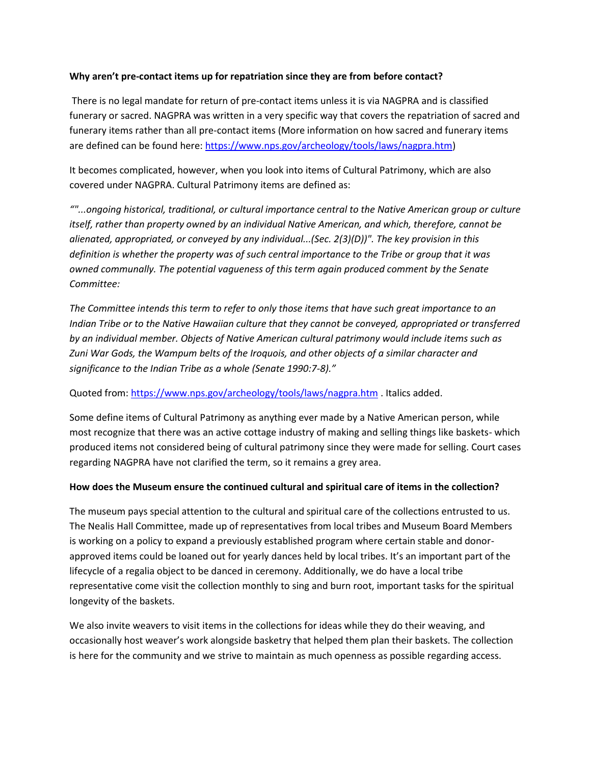**Why aren't pre-contact items up for repatriation since they are from before contact?**

There is no legal mandate for return of pre-contact items unless it is via NAGPRA and is classified funerary or sacred. NAGPRA was written in a very specific way that covers the repatriation of sacred and funerary items rather than all pre-contact items (More information on how sacred and funerary items are defined can be found here: [https://www.nps.gov/archeology/tools/laws/nagpra.htm](https://www.nps.gov/archeology/tools/laws/nagpra.htm))

It becomes complicated, however, when you look into items of Cultural Patrimony, which are also covered under NAGPRA. Cultural Patrimony items are defined as:

*""...ongoing historical, traditional, or cultural importance central to the Native American group or culture itself, rather than property owned by an individual Native American, and which, therefore, cannot be alienated, appropriated, or conveyed by any individual...(Sec. 2(3)(D))". The key provision in this definition is whether the property was of such central importance to the Tribe or group that it was owned communally. The potential vagueness of this term again produced comment by the Senate Committee:*

*The Committee intends this term to refer to only those items that have such great importance to an Indian Tribe or to the Native Hawaiian culture that they cannot be conveyed, appropriated or transferred by an individual member. Objects of Native American cultural patrimony would include items such as Zuni War Gods, the Wampum belts of the Iroquois, and other objects of a similar character and significance to the Indian Tribe as a whole (Senate 1990:7-8)."*

Quoted from: [https://www.nps.gov/archeology/tools/laws/nagpra.htm](https://www.nps.gov/archeology/tools/laws/nagpra.htm) . Italics added.

Some define items of Cultural Patrimony as anything ever made by a Native American person, while most recognize that there was an active cottage industry of making and selling things like baskets- which produced items not considered being of cultural patrimony since they were made for selling. Court cases regarding NAGPRA have not clarified the term, so it remains a grey area.

**How does the Museum ensure the continued cultural and spiritual care of items in the collection?**

The museum pays special attention to the cultural and spiritual care of the collections entrusted to us. The Nealis Hall Committee, made up of representatives from local tribes and Museum Board Members is working on a policy to expand a previously established program where certain stable and donor-approved items could be loaned out for yearly dances held by local tribes. It's an important part of the lifecycle of a regalia object to be danced in ceremony. Additionally, we do have a local tribe representative come visit the collection monthly to sing and burn root, important tasks for the spiritual longevity of the baskets.

We also invite weavers to visit items in the collections for ideas while they do their weaving, and occasionally host weaver's work alongside basketry that helped them plan their baskets. The collection is here for the community and we strive to maintain as much openness as possible regarding access.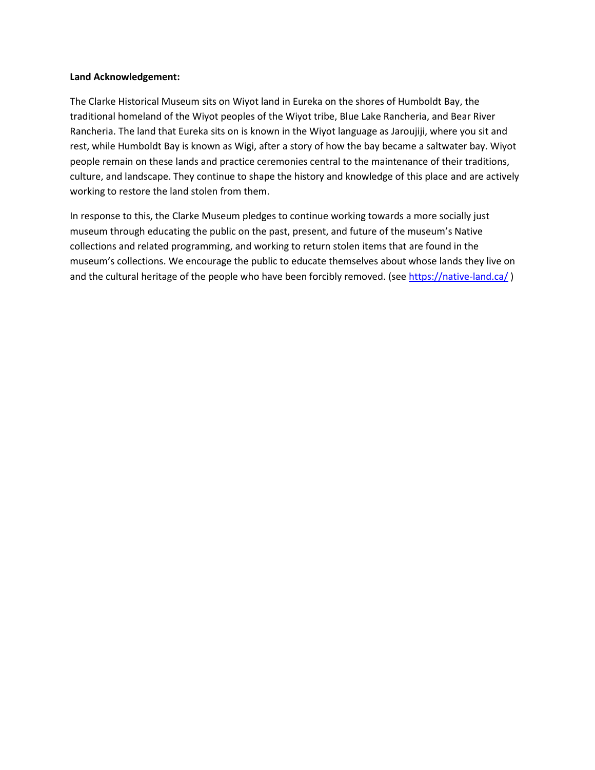**Land Acknowledgement:**

The Clarke Historical Museum sits on Wiyot land in Eureka on the shores of Humboldt Bay, the traditional homeland of the Wiyot peoples of the Wiyot tribe, Blue Lake Rancheria, and Bear River Rancheria. The land that Eureka sits on is known in the Wiyot language as Jaroujiji, where you sit and rest, while Humboldt Bay is known as Wigi, after a story of how the bay became a saltwater bay. Wiyot people remain on these lands and practice ceremonies central to the maintenance of their traditions, culture, and landscape. They continue to shape the history and knowledge of this place and are actively working to restore the land stolen from them.

In response to this, the Clarke Museum pledges to continue working towards a more socially just museum through educating the public on the past, present, and future of the museum's Native collections and related programming, and working to return stolen items that are found in the museum's collections. We encourage the public to educate themselves about whose lands they live on and the cultural heritage of the people who have been forcibly removed. (see https://native-land.ca/ )